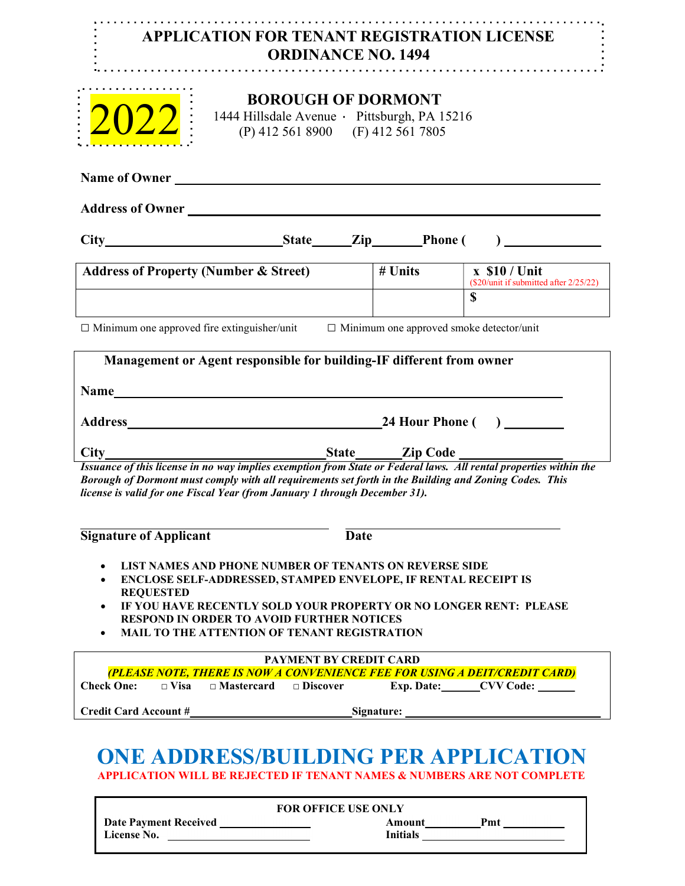# APPLICATION FOR TENANT REGISTRATION LICENSE
# ORDINANCE NO. 1494

**2022**

## BOROUGH OF DORMONT

1444 Hillsdale Avenue · Pittsburgh, PA 15216
(P) 412 561 8900 (F) 412 561 7805

**Name of Owner** ______________________________

**Address of Owner** ______________________________

**City**__________ **State**______ **Zip**______ **Phone (** **)** __________

| Address of Property (Number & Street) | # Units | x $10 / Unit ($20/unit if submitted after 2/25/22) |
|---|---|---|
| | | $ |

☐ Minimum one approved fire extinguisher/unit ☐ Minimum one approved smoke detector/unit

**Management or Agent responsible for building-IF different from owner**

**Name**______________________________

**Address**______________________ **24 Hour Phone (** **)** __________

**City**__________ **State**______ **Zip Code** __________

***Issuance of this license in no way implies exemption from State or Federal laws. All rental properties within the Borough of Dormont must comply with all requirements set forth in the Building and Zoning Codes. This license is valid for one Fiscal Year (from January 1 through December 31).***

______________________ ______________________
**Signature of Applicant** **Date**

- **LIST NAMES AND PHONE NUMBER OF TENANTS ON REVERSE SIDE**
- **ENCLOSE SELF-ADDRESSED, STAMPED ENVELOPE, IF RENTAL RECEIPT IS REQUESTED**
- **IF YOU HAVE RECENTLY SOLD YOUR PROPERTY OR NO LONGER RENT: PLEASE RESPOND IN ORDER TO AVOID FURTHER NOTICES**
- **MAIL TO THE ATTENTION OF TENANT REGISTRATION**

**PAYMENT BY CREDIT CARD**

***(PLEASE NOTE, THERE IS NOW A CONVENIENCE FEE FOR USING A DEIT/CREDIT CARD)***

**Check One:** □ **Visa** □ **Mastercard** □ **Discover** **Exp. Date:**______ **CVV Code:** ______

**Credit Card Account #**______________________ **Signature:** ______________________

# ONE ADDRESS/BUILDING PER APPLICATION

**APPLICATION WILL BE REJECTED IF TENANT NAMES & NUMBERS ARE NOT COMPLETE**

**FOR OFFICE USE ONLY**

**Date Payment Received** __________ **Amount**______ **Pmt** ______
**License No.** __________ **Initials** __________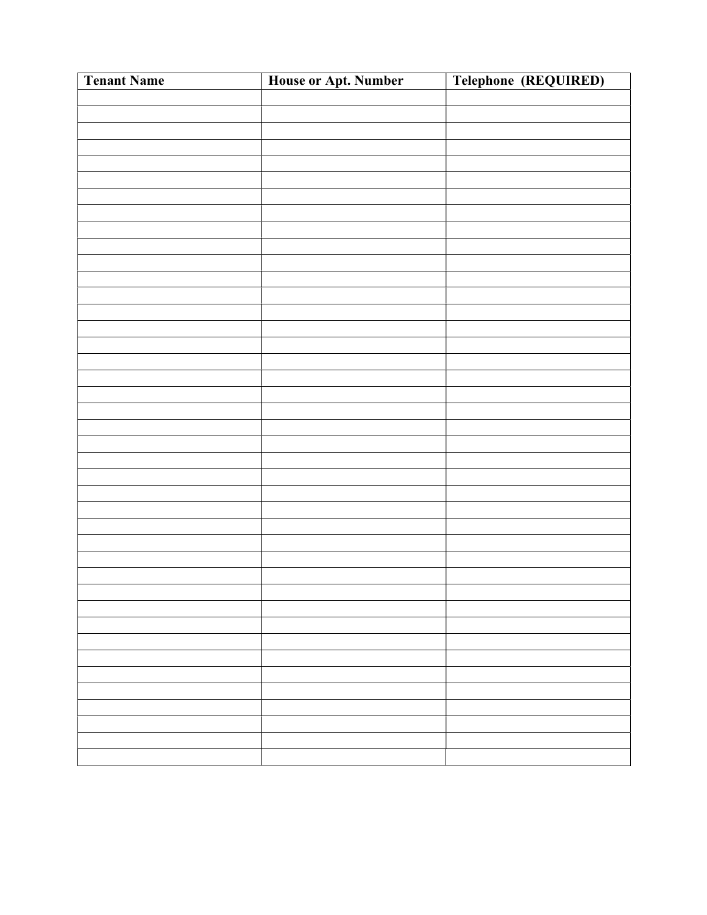| Tenant Name | House or Apt. Number | Telephone (REQUIRED) |
|---|---|---|
| | | |
| | | |
| | | |
| | | |
| | | |
| | | |
| | | |
| | | |
| | | |
| | | |
| | | |
| | | |
| | | |
| | | |
| | | |
| | | |
| | | |
| | | |
| | | |
| | | |
| | | |
| | | |
| | | |
| | | |
| | | |
| | | |
| | | |
| | | |
| | | |
| | | |
| | | |
| | | |
| | | |
| | | |
| | | |
| | | |
| | | |
| | | |
| | | |
| | | |
| | | |